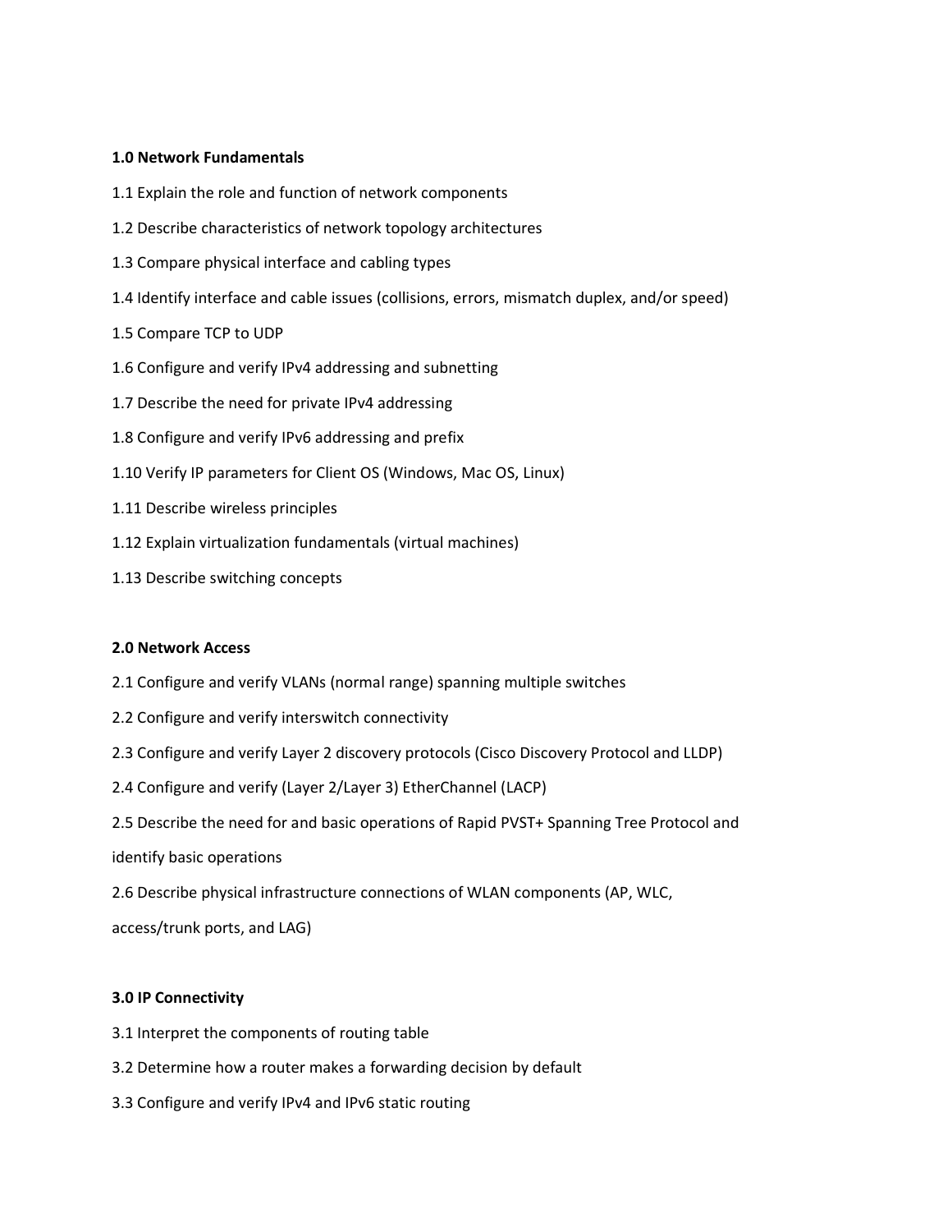**1.0 Network Fundamentals**

1.1 Explain the role and function of network components

1.2 Describe characteristics of network topology architectures

1.3 Compare physical interface and cabling types

1.4 Identify interface and cable issues (collisions, errors, mismatch duplex, and/or speed)

1.5 Compare TCP to UDP

1.6 Configure and verify IPv4 addressing and subnetting

1.7 Describe the need for private IPv4 addressing

1.8 Configure and verify IPv6 addressing and prefix

1.10 Verify IP parameters for Client OS (Windows, Mac OS, Linux)

1.11 Describe wireless principles

1.12 Explain virtualization fundamentals (virtual machines)

1.13 Describe switching concepts

**2.0 Network Access**

2.1 Configure and verify VLANs (normal range) spanning multiple switches

2.2 Configure and verify interswitch connectivity

2.3 Configure and verify Layer 2 discovery protocols (Cisco Discovery Protocol and LLDP)

2.4 Configure and verify (Layer 2/Layer 3) EtherChannel (LACP)

2.5 Describe the need for and basic operations of Rapid PVST+ Spanning Tree Protocol and identify basic operations

2.6 Describe physical infrastructure connections of WLAN components (AP, WLC, access/trunk ports, and LAG)

**3.0 IP Connectivity**

3.1 Interpret the components of routing table

3.2 Determine how a router makes a forwarding decision by default

3.3 Configure and verify IPv4 and IPv6 static routing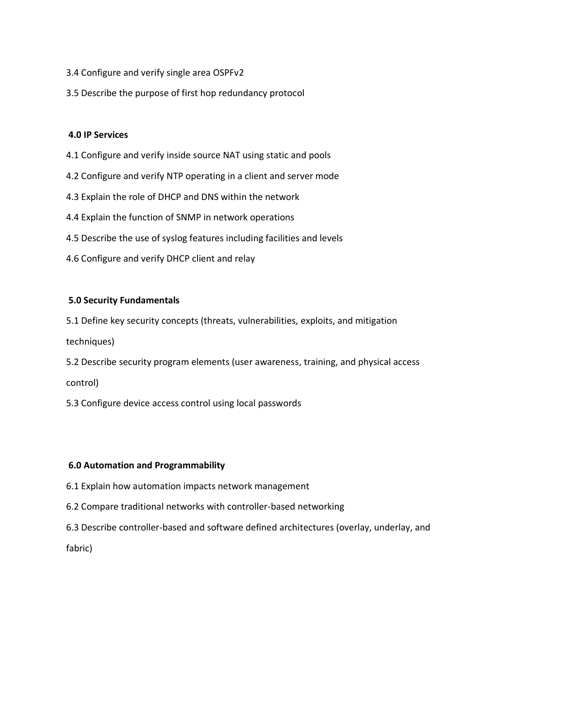3.4 Configure and verify single area OSPFv2

3.5 Describe the purpose of first hop redundancy protocol

**4.0 IP Services**

4.1 Configure and verify inside source NAT using static and pools

4.2 Configure and verify NTP operating in a client and server mode

4.3 Explain the role of DHCP and DNS within the network

4.4 Explain the function of SNMP in network operations

4.5 Describe the use of syslog features including facilities and levels

4.6 Configure and verify DHCP client and relay

**5.0 Security Fundamentals**

5.1 Define key security concepts (threats, vulnerabilities, exploits, and mitigation techniques)

5.2 Describe security program elements (user awareness, training, and physical access control)

5.3 Configure device access control using local passwords

**6.0 Automation and Programmability**

6.1 Explain how automation impacts network management

6.2 Compare traditional networks with controller-based networking

6.3 Describe controller-based and software defined architectures (overlay, underlay, and fabric)